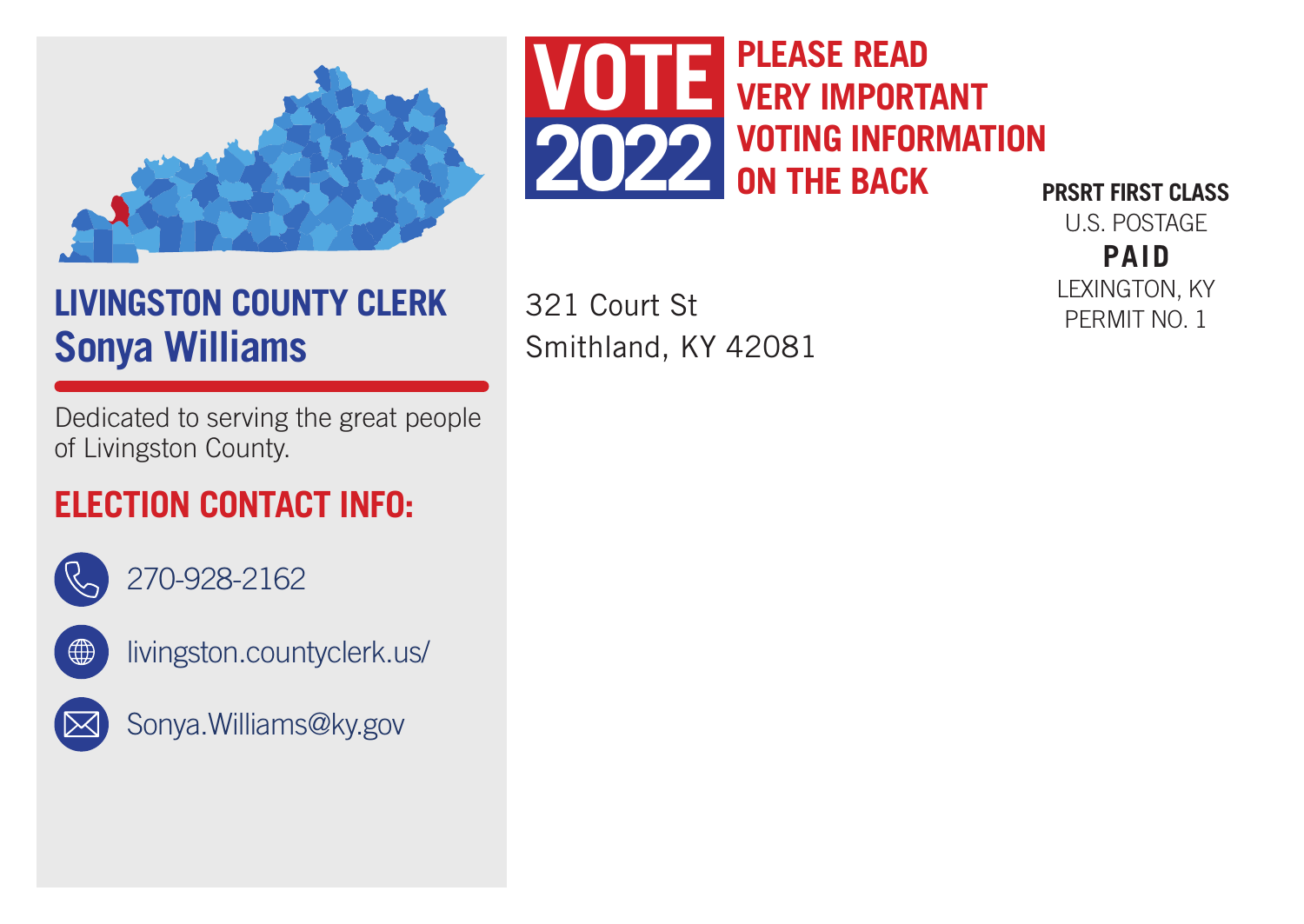## LIVINGSTON COUNTY CLERK

## Sonya Williams

Dedicated to serving the great people of Livingston County.

### ELECTION CONTACT INFO:

270-928-2162

livingston.countyclerk.us/

Sonya.Williams@ky.gov

# VOTE 2022

**PLEASE READ VERY IMPORTANT VOTING INFORMATION ON THE BACK**

321 Court St
Smithland, KY 42081

**PRSRT FIRST CLASS**
U.S. POSTAGE
**PAID**
LEXINGTON, KY
PERMIT NO. 1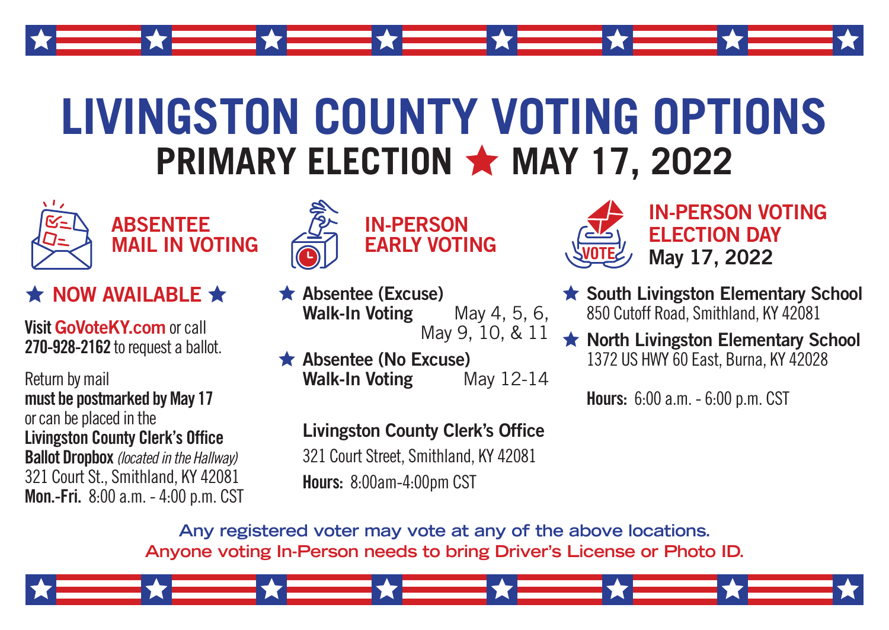# LIVINGSTON COUNTY VOTING OPTIONS

## PRIMARY ELECTION ★ MAY 17, 2022

### ABSENTEE MAIL IN VOTING

★ **NOW AVAILABLE** ★

**Visit GoVoteKY.com** or call **270-928-2162** to request a ballot.

Return by mail **must be postmarked by May 17** or can be placed in the **Livingston County Clerk's Office Ballot Dropbox** *(located in the Hallway)*
321 Court St., Smithland, KY 42081
**Mon.-Fri.** 8:00 a.m. - 4:00 p.m. CST

### IN-PERSON EARLY VOTING

★ **Absentee (Excuse) Walk-In Voting** May 4, 5, 6, May 9, 10, & 11

★ **Absentee (No Excuse) Walk-In Voting** May 12-14

**Livingston County Clerk's Office**
321 Court Street, Smithland, KY 42081
**Hours:** 8:00am-4:00pm CST

### IN-PERSON VOTING ELECTION DAY May 17, 2022

★ **South Livingston Elementary School**
850 Cutoff Road, Smithland, KY 42081

★ **North Livingston Elementary School**
1372 US HWY 60 East, Burna, KY 42028

**Hours:** 6:00 a.m. - 6:00 p.m. CST

**Any registered voter may vote at any of the above locations.**
**Anyone voting In-Person needs to bring Driver's License or Photo ID.**